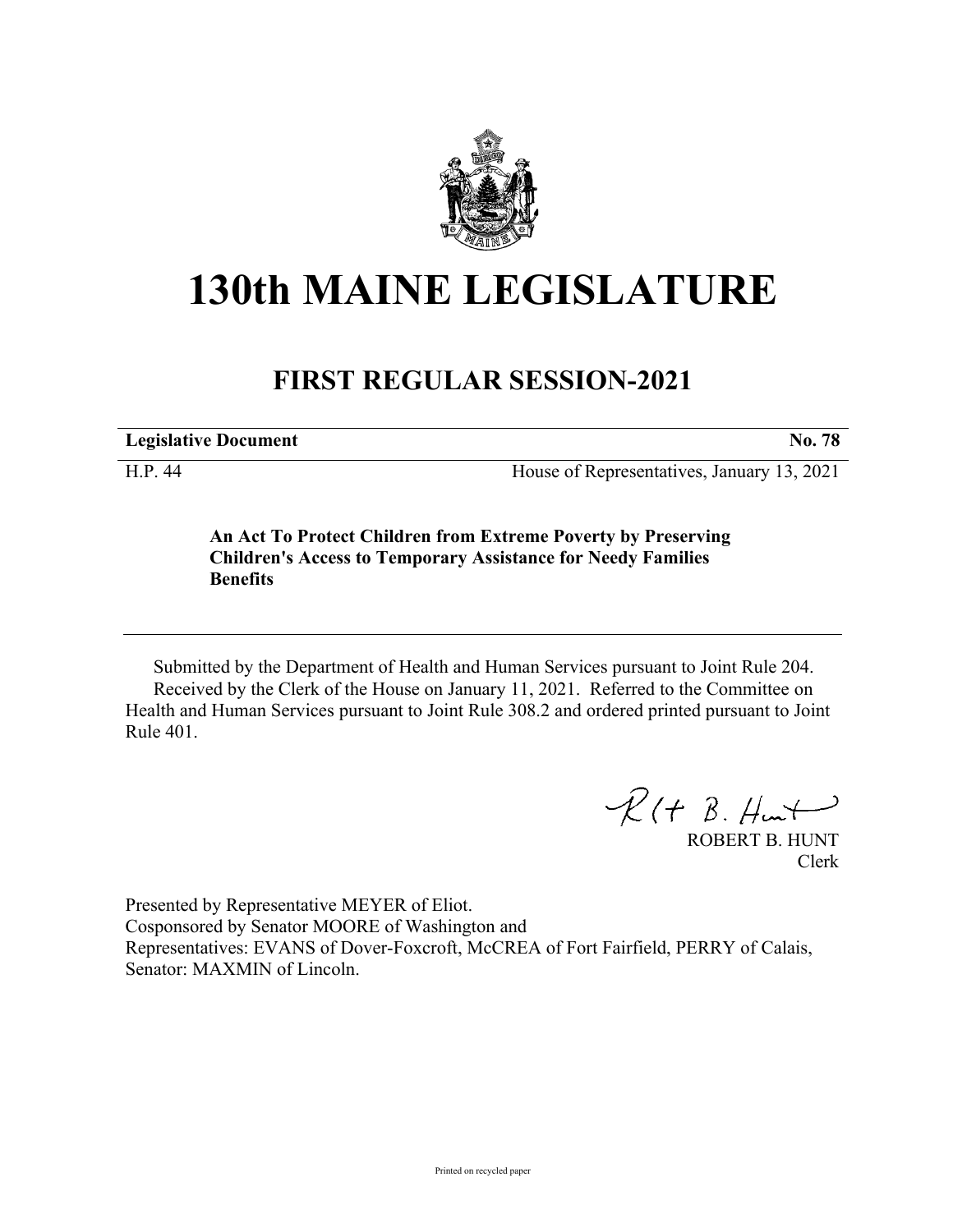# 130th MAINE LEGISLATURE

## FIRST REGULAR SESSION-2021

**Legislative Document** **No. 78**

H.P. 44 House of Representatives, January 13, 2021

**An Act To Protect Children from Extreme Poverty by Preserving Children's Access to Temporary Assistance for Needy Families Benefits**

Submitted by the Department of Health and Human Services pursuant to Joint Rule 204.
Received by the Clerk of the House on January 11, 2021. Referred to the Committee on Health and Human Services pursuant to Joint Rule 308.2 and ordered printed pursuant to Joint Rule 401.

ROBERT B. HUNT
Clerk

Presented by Representative MEYER of Eliot.
Cosponsored by Senator MOORE of Washington and
Representatives: EVANS of Dover-Foxcroft, McCREA of Fort Fairfield, PERRY of Calais, Senator: MAXMIN of Lincoln.

Printed on recycled paper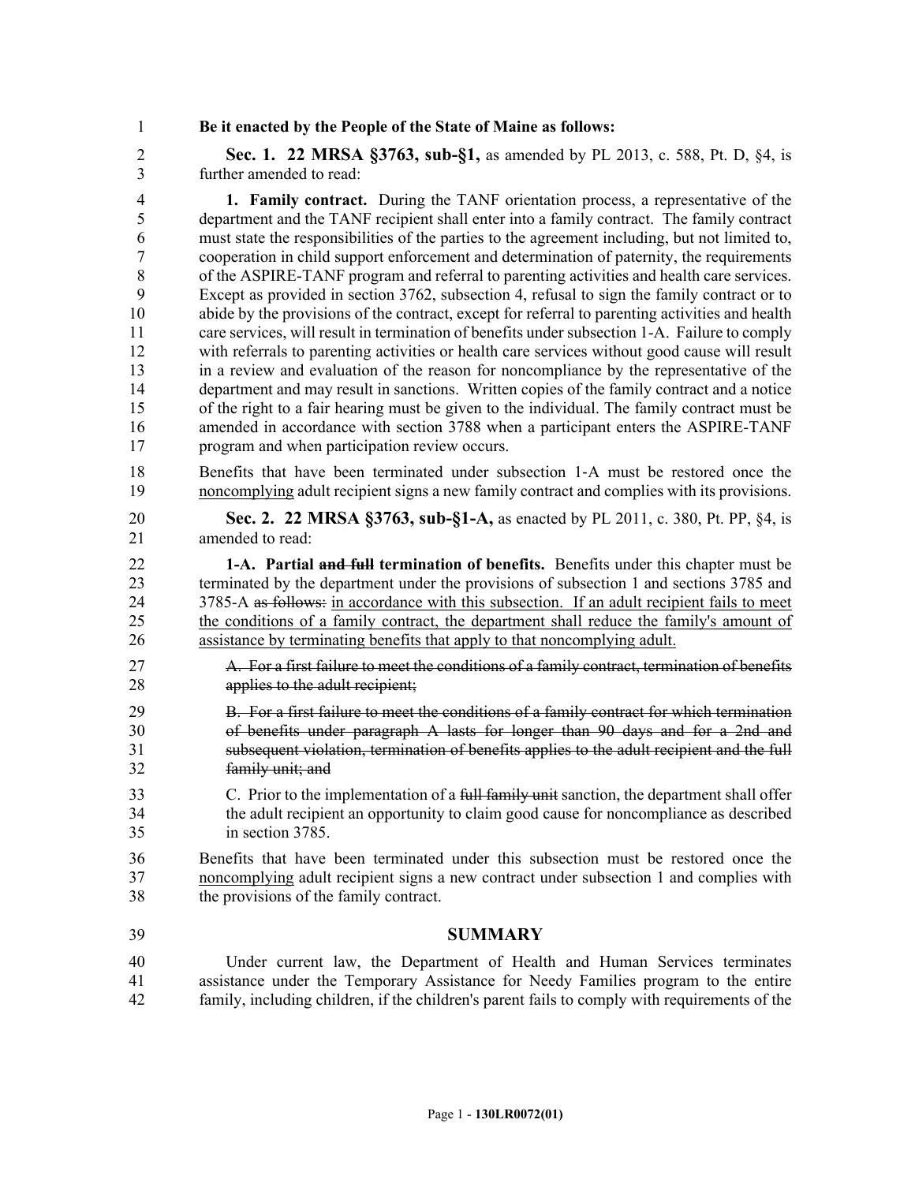**Be it enacted by the People of the State of Maine as follows:**

**Sec. 1. 22 MRSA §3763, sub-§1,** as amended by PL 2013, c. 588, Pt. D, §4, is further amended to read:

**1. Family contract.** During the TANF orientation process, a representative of the department and the TANF recipient shall enter into a family contract. The family contract must state the responsibilities of the parties to the agreement including, but not limited to, cooperation in child support enforcement and determination of paternity, the requirements of the ASPIRE-TANF program and referral to parenting activities and health care services. Except as provided in section 3762, subsection 4, refusal to sign the family contract or to abide by the provisions of the contract, except for referral to parenting activities and health care services, will result in termination of benefits under subsection 1-A. Failure to comply with referrals to parenting activities or health care services without good cause will result in a review and evaluation of the reason for noncompliance by the representative of the department and may result in sanctions. Written copies of the family contract and a notice of the right to a fair hearing must be given to the individual. The family contract must be amended in accordance with section 3788 when a participant enters the ASPIRE-TANF program and when participation review occurs.

Benefits that have been terminated under subsection 1-A must be restored once the <u>noncomplying</u> adult recipient signs a new family contract and complies with its provisions.

**Sec. 2. 22 MRSA §3763, sub-§1-A,** as enacted by PL 2011, c. 380, Pt. PP, §4, is amended to read:

**1-A. Partial ~~and full~~ termination of benefits.** Benefits under this chapter must be terminated by the department under the provisions of subsection 1 and sections 3785 and 3785-A ~~as follows:~~ <u>in accordance with this subsection. If an adult recipient fails to meet the conditions of a family contract, the department shall reduce the family's amount of assistance by terminating benefits that apply to that noncomplying adult.</u>

~~A. For a first failure to meet the conditions of a family contract, termination of benefits applies to the adult recipient;~~

~~B. For a first failure to meet the conditions of a family contract for which termination of benefits under paragraph A lasts for longer than 90 days and for a 2nd and subsequent violation, termination of benefits applies to the adult recipient and the full family unit; and~~

C. Prior to the implementation of a ~~full family unit~~ sanction, the department shall offer the adult recipient an opportunity to claim good cause for noncompliance as described in section 3785.

Benefits that have been terminated under this subsection must be restored once the <u>noncomplying</u> adult recipient signs a new contract under subsection 1 and complies with the provisions of the family contract.

## SUMMARY

Under current law, the Department of Health and Human Services terminates assistance under the Temporary Assistance for Needy Families program to the entire family, including children, if the children's parent fails to comply with requirements of the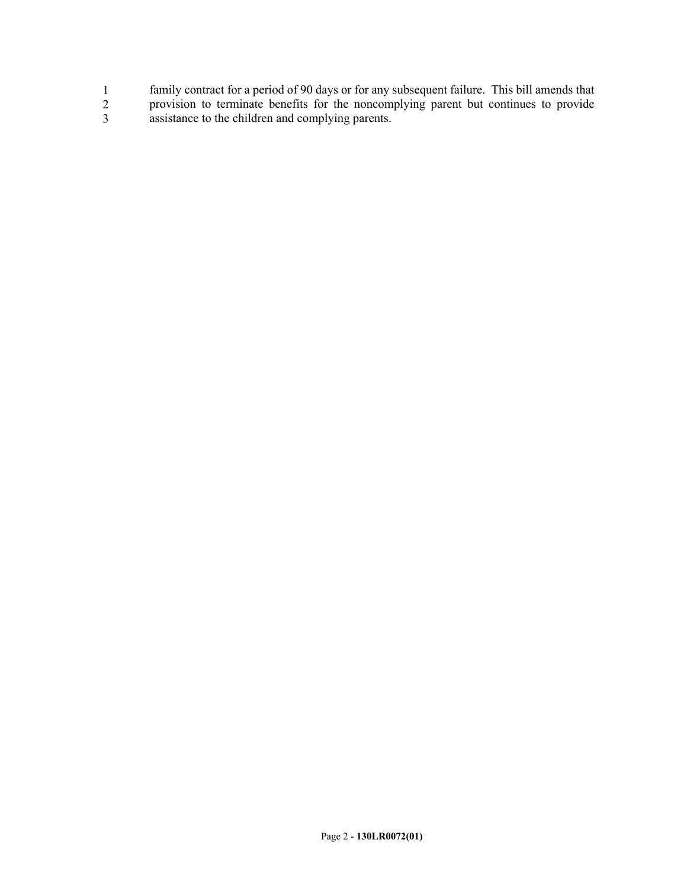family contract for a period of 90 days or for any subsequent failure. This bill amends that provision to terminate benefits for the noncomplying parent but continues to provide assistance to the children and complying parents.